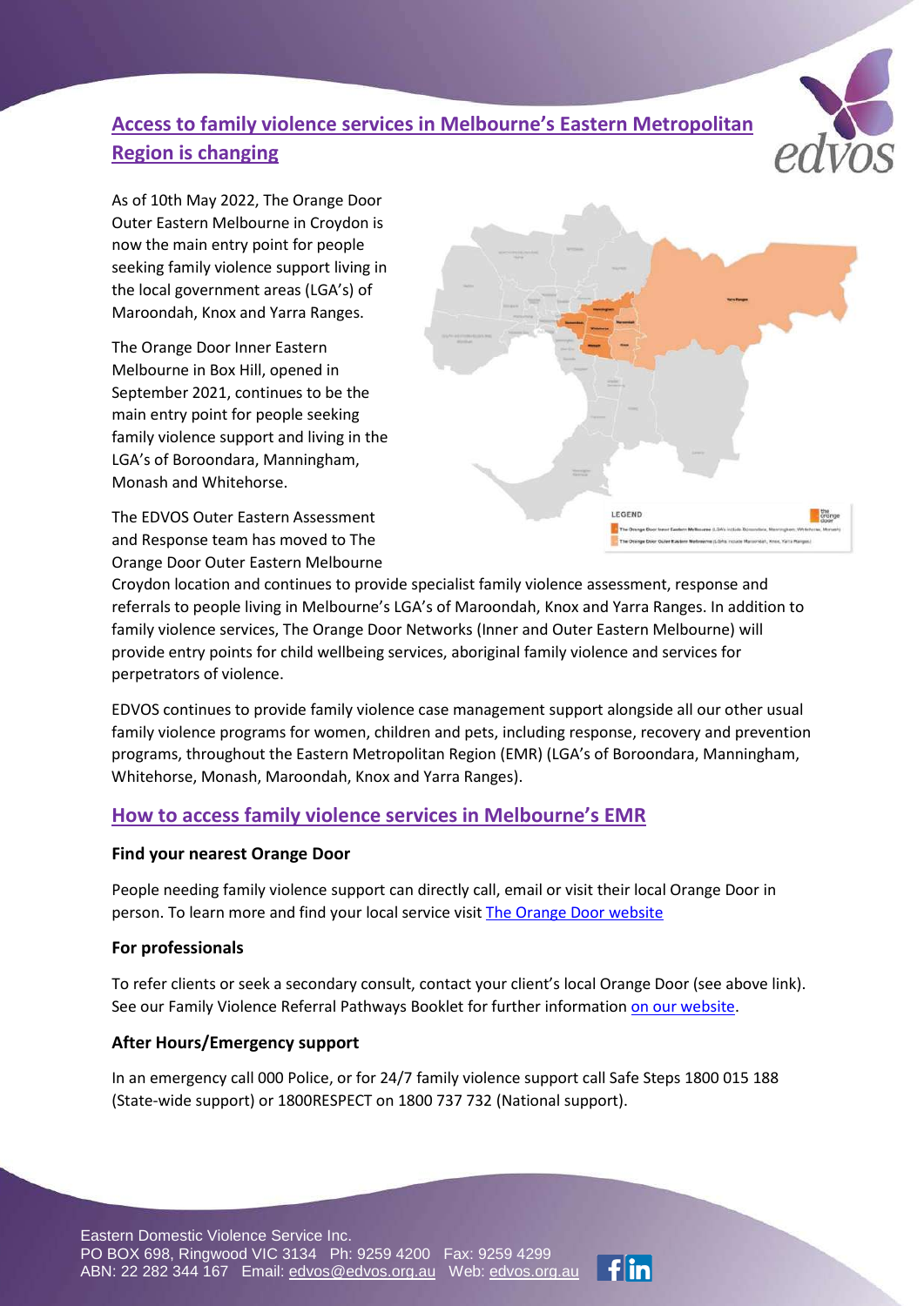## [Access to family violence services in Melbourne's Eastern Metropolitan Region is changing]

As of 10th May 2022, The Orange Door Outer Eastern Melbourne in Croydon is now the main entry point for people seeking family violence support living in the local government areas (LGA's) of Maroondah, Knox and Yarra Ranges.

The Orange Door Inner Eastern Melbourne in Box Hill, opened in September 2021, continues to be the main entry point for people seeking family violence support and living in the LGA's of Boroondara, Manningham, Monash and Whitehorse.

The EDVOS Outer Eastern Assessment and Response team has moved to The Orange Door Outer Eastern Melbourne Croydon location and continues to provide specialist family violence assessment, response and referrals to people living in Melbourne's LGA's of Maroondah, Knox and Yarra Ranges. In addition to family violence services, The Orange Door Networks (Inner and Outer Eastern Melbourne) will provide entry points for child wellbeing services, aboriginal family violence and services for perpetrators of violence.

EDVOS continues to provide family violence case management support alongside all our other usual family violence programs for women, children and pets, including response, recovery and prevention programs, throughout the Eastern Metropolitan Region (EMR) (LGA's of Boroondara, Manningham, Whitehorse, Monash, Maroondah, Knox and Yarra Ranges).

## How to access family violence services in Melbourne's EMR

### Find your nearest Orange Door

People needing family violence support can directly call, email or visit their local Orange Door in person. To learn more and find your local service visit The Orange Door website

### For professionals

To refer clients or seek a secondary consult, contact your client's local Orange Door (see above link). See our Family Violence Referral Pathways Booklet for further information on our website.

### After Hours/Emergency support

In an emergency call 000 Police, or for 24/7 family violence support call Safe Steps 1800 015 188 (State-wide support) or 1800RESPECT on 1800 737 732 (National support).

Eastern Domestic Violence Service Inc.
PO BOX 698, Ringwood VIC 3134 Ph: 9259 4200 Fax: 9259 4299
ABN: 22 282 344 167 Email: edvos@edvos.org.au Web: edvos.org.au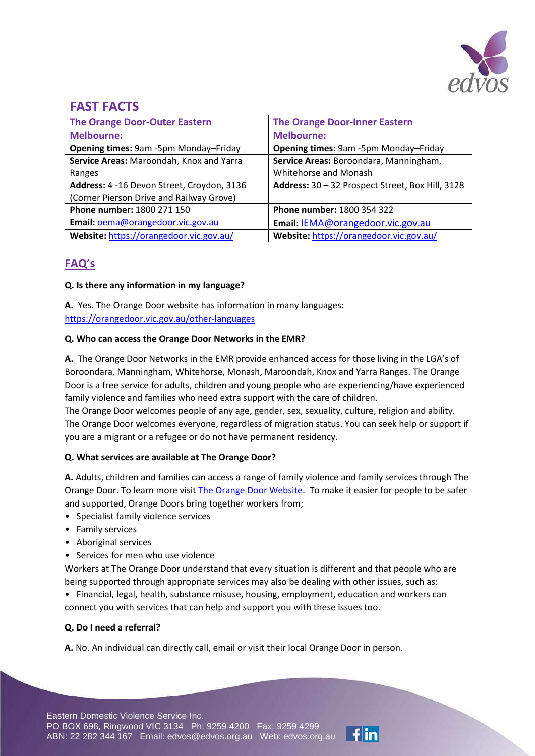| FAST FACTS | |
|---|---|
| **The Orange Door-Outer Eastern Melbourne:** | **The Orange Door-Inner Eastern Melbourne:** |
| **Opening times:** 9am -5pm Monday–Friday | **Opening times:** 9am -5pm Monday–Friday |
| **Service Areas:** Maroondah, Knox and Yarra Ranges | **Service Areas:** Boroondara, Manningham, Whitehorse and Monash |
| **Address:** 4 -16 Devon Street, Croydon, 3136 (Corner Pierson Drive and Railway Grove) | **Address:** 30 – 32 Prospect Street, Box Hill, 3128 |
| **Phone number:** 1800 271 150 | **Phone number:** 1800 354 322 |
| **Email:** oema@orangedoor.vic.gov.au | **Email:** IEMA@orangedoor.vic.gov.au |
| **Website:** https://orangedoor.vic.gov.au/ | **Website:** https://orangedoor.vic.gov.au/ |

## FAQ's

**Q. Is there any information in my language?**

**A.** Yes. The Orange Door website has information in many languages: https://orangedoor.vic.gov.au/other-languages

**Q. Who can access the Orange Door Networks in the EMR?**

**A.** The Orange Door Networks in the EMR provide enhanced access for those living in the LGA's of Boroondara, Manningham, Whitehorse, Monash, Maroondah, Knox and Yarra Ranges. The Orange Door is a free service for adults, children and young people who are experiencing/have experienced family violence and families who need extra support with the care of children.
The Orange Door welcomes people of any age, gender, sex, sexuality, culture, religion and ability. The Orange Door welcomes everyone, regardless of migration status. You can seek help or support if you are a migrant or a refugee or do not have permanent residency.

**Q. What services are available at The Orange Door?**

**A.** Adults, children and families can access a range of family violence and family services through The Orange Door. To learn more visit The Orange Door Website. To make it easier for people to be safer and supported, Orange Doors bring together workers from;

- Specialist family violence services
- Family services
- Aboriginal services
- Services for men who use violence

Workers at The Orange Door understand that every situation is different and that people who are being supported through appropriate services may also be dealing with other issues, such as:

- Financial, legal, health, substance misuse, housing, employment, education and workers can connect you with services that can help and support you with these issues too.

**Q. Do I need a referral?**

**A.** No. An individual can directly call, email or visit their local Orange Door in person.

Eastern Domestic Violence Service Inc.
PO BOX 698, Ringwood VIC 3134 Ph: 9259 4200 Fax: 9259 4299
ABN: 22 282 344 167 Email: edvos@edvos.org.au Web: edvos.org.au